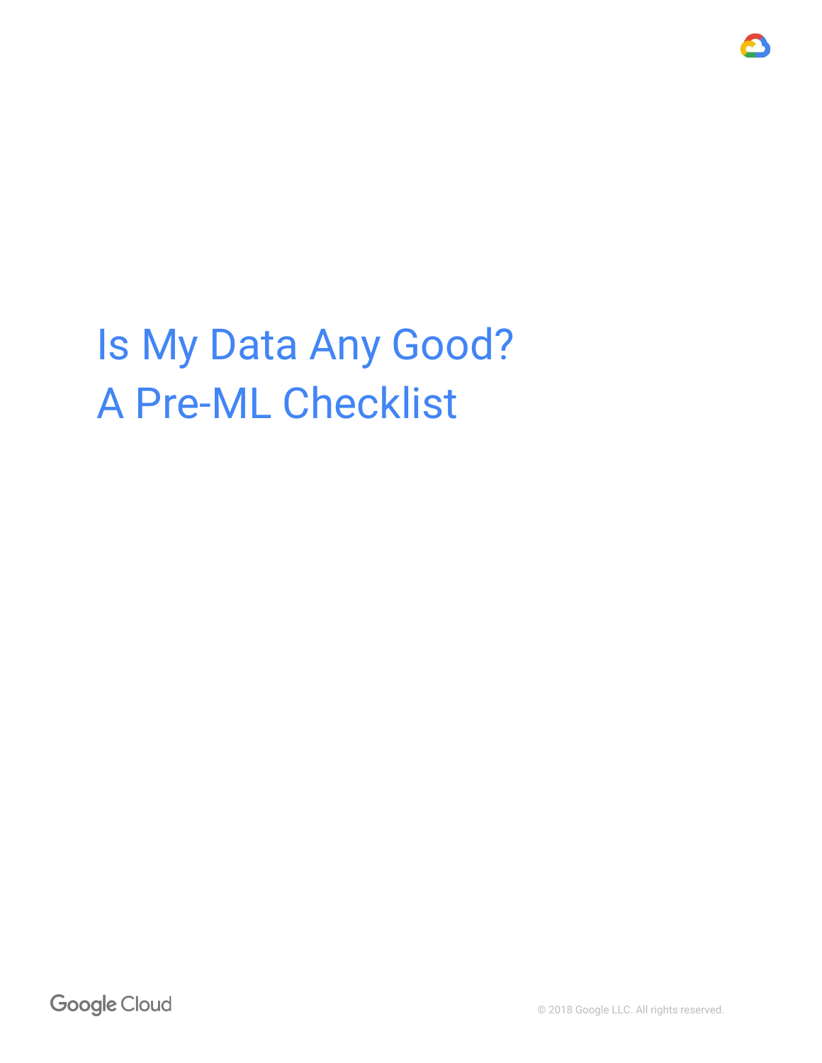# Is My Data Any Good? A Pre-ML Checklist

Google Cloud

© 2018 Google LLC. All rights reserved.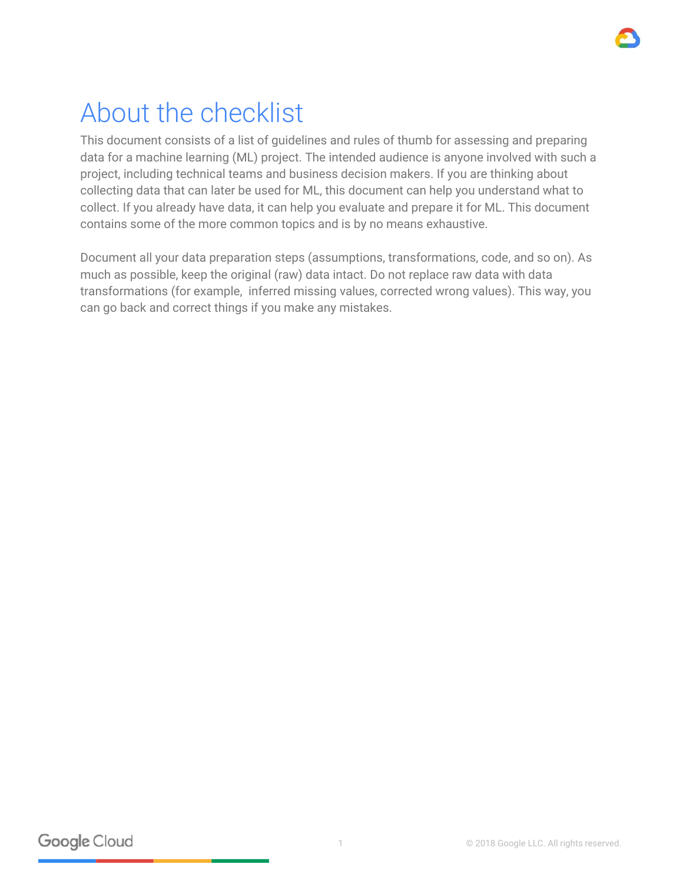# About the checklist

This document consists of a list of guidelines and rules of thumb for assessing and preparing data for a machine learning (ML) project. The intended audience is anyone involved with such a project, including technical teams and business decision makers. If you are thinking about collecting data that can later be used for ML, this document can help you understand what to collect. If you already have data, it can help you evaluate and prepare it for ML. This document contains some of the more common topics and is by no means exhaustive.

Document all your data preparation steps (assumptions, transformations, code, and so on). As much as possible, keep the original (raw) data intact. Do not replace raw data with data transformations (for example, inferred missing values, corrected wrong values). This way, you can go back and correct things if you make any mistakes.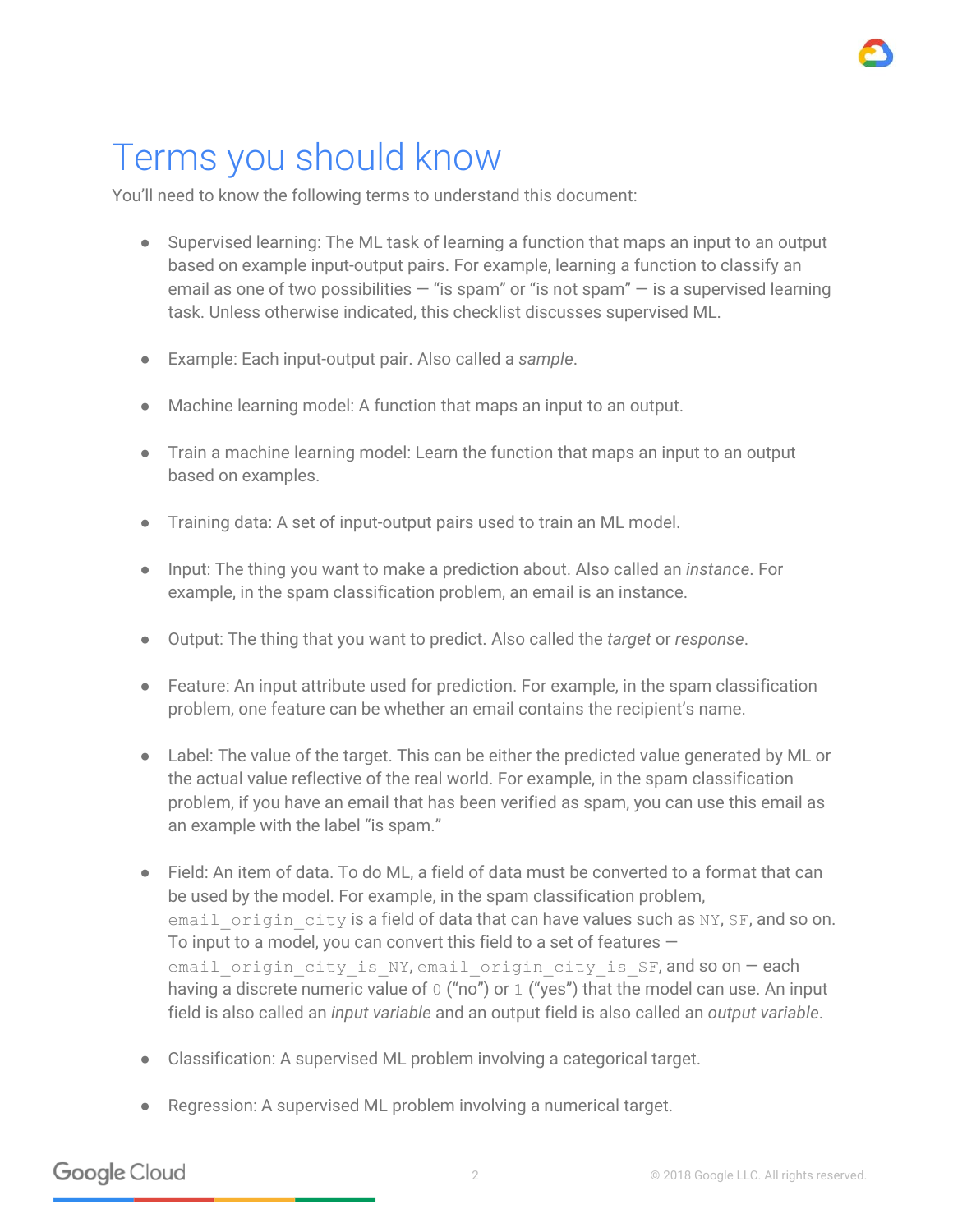# Terms you should know

You'll need to know the following terms to understand this document:

- Supervised learning: The ML task of learning a function that maps an input to an output based on example input-output pairs. For example, learning a function to classify an email as one of two possibilities — "is spam" or "is not spam" — is a supervised learning task. Unless otherwise indicated, this checklist discusses supervised ML.

- Example: Each input-output pair. Also called a *sample*.

- Machine learning model: A function that maps an input to an output.

- Train a machine learning model: Learn the function that maps an input to an output based on examples.

- Training data: A set of input-output pairs used to train an ML model.

- Input: The thing you want to make a prediction about. Also called an *instance*. For example, in the spam classification problem, an email is an instance.

- Output: The thing that you want to predict. Also called the *target* or *response*.

- Feature: An input attribute used for prediction. For example, in the spam classification problem, one feature can be whether an email contains the recipient's name.

- Label: The value of the target. This can be either the predicted value generated by ML or the actual value reflective of the real world. For example, in the spam classification problem, if you have an email that has been verified as spam, you can use this email as an example with the label "is spam."

- Field: An item of data. To do ML, a field of data must be converted to a format that can be used by the model. For example, in the spam classification problem, `email_origin_city` is a field of data that can have values such as `NY`, `SF`, and so on. To input to a model, you can convert this field to a set of features — `email_origin_city_is_NY`, `email_origin_city_is_SF`, and so on — each having a discrete numeric value of `0` ("no") or `1` ("yes") that the model can use. An input field is also called an *input variable* and an output field is also called an *output variable*.

- Classification: A supervised ML problem involving a categorical target.

- Regression: A supervised ML problem involving a numerical target.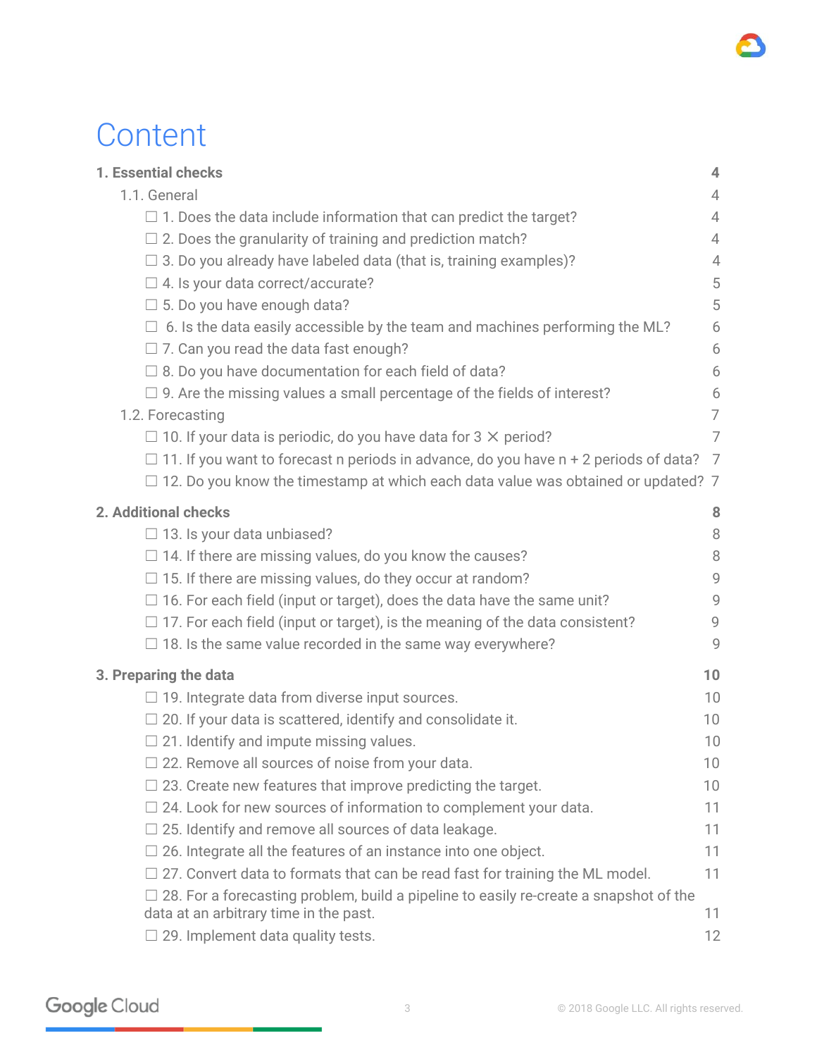# Content

**1. Essential checks** **4**

1.1. General 4

- ☐ 1. Does the data include information that can predict the target? 4
- ☐ 2. Does the granularity of training and prediction match? 4
- ☐ 3. Do you already have labeled data (that is, training examples)? 4
- ☐ 4. Is your data correct/accurate? 5
- ☐ 5. Do you have enough data? 5
- ☐ 6. Is the data easily accessible by the team and machines performing the ML? 6
- ☐ 7. Can you read the data fast enough? 6
- ☐ 8. Do you have documentation for each field of data? 6
- ☐ 9. Are the missing values a small percentage of the fields of interest? 6

1.2. Forecasting 7

- ☐ 10. If your data is periodic, do you have data for 3 ✕ period? 7
- ☐ 11. If you want to forecast n periods in advance, do you have n + 2 periods of data? 7
- ☐ 12. Do you know the timestamp at which each data value was obtained or updated? 7

**2. Additional checks** **8**

- ☐ 13. Is your data unbiased? 8
- ☐ 14. If there are missing values, do you know the causes? 8
- ☐ 15. If there are missing values, do they occur at random? 9
- ☐ 16. For each field (input or target), does the data have the same unit? 9
- ☐ 17. For each field (input or target), is the meaning of the data consistent? 9
- ☐ 18. Is the same value recorded in the same way everywhere? 9

**3. Preparing the data** **10**

- ☐ 19. Integrate data from diverse input sources. 10
- ☐ 20. If your data is scattered, identify and consolidate it. 10
- ☐ 21. Identify and impute missing values. 10
- ☐ 22. Remove all sources of noise from your data. 10
- ☐ 23. Create new features that improve predicting the target. 10
- ☐ 24. Look for new sources of information to complement your data. 11
- ☐ 25. Identify and remove all sources of data leakage. 11
- ☐ 26. Integrate all the features of an instance into one object. 11
- ☐ 27. Convert data to formats that can be read fast for training the ML model. 11
- ☐ 28. For a forecasting problem, build a pipeline to easily re-create a snapshot of the data at an arbitrary time in the past. 11
- ☐ 29. Implement data quality tests. 12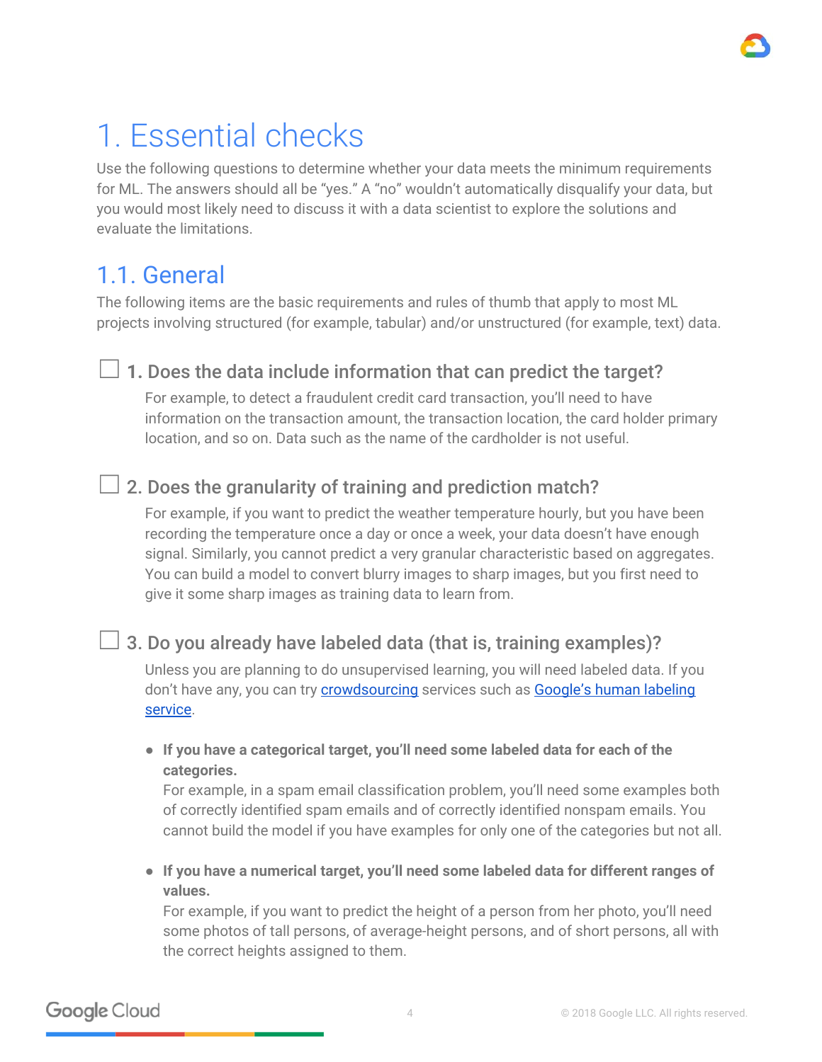# 1. Essential checks

Use the following questions to determine whether your data meets the minimum requirements for ML. The answers should all be "yes." A "no" wouldn't automatically disqualify your data, but you would most likely need to discuss it with a data scientist to explore the solutions and evaluate the limitations.

## 1.1. General

The following items are the basic requirements and rules of thumb that apply to most ML projects involving structured (for example, tabular) and/or unstructured (for example, text) data.

- [ ] **1. Does the data include information that can predict the target?**

  For example, to detect a fraudulent credit card transaction, you'll need to have information on the transaction amount, the transaction location, the card holder primary location, and so on. Data such as the name of the cardholder is not useful.

- [ ] **2. Does the granularity of training and prediction match?**

  For example, if you want to predict the weather temperature hourly, but you have been recording the temperature once a day or once a week, your data doesn't have enough signal. Similarly, you cannot predict a very granular characteristic based on aggregates. You can build a model to convert blurry images to sharp images, but you first need to give it some sharp images as training data to learn from.

- [ ] **3. Do you already have labeled data (that is, training examples)?**

  Unless you are planning to do unsupervised learning, you will need labeled data. If you don't have any, you can try crowdsourcing services such as Google's human labeling service.

  - **If you have a categorical target, you'll need some labeled data for each of the categories.**
    For example, in a spam email classification problem, you'll need some examples both of correctly identified spam emails and of correctly identified nonspam emails. You cannot build the model if you have examples for only one of the categories but not all.

  - **If you have a numerical target, you'll need some labeled data for different ranges of values.**
    For example, if you want to predict the height of a person from her photo, you'll need some photos of tall persons, of average-height persons, and of short persons, all with the correct heights assigned to them.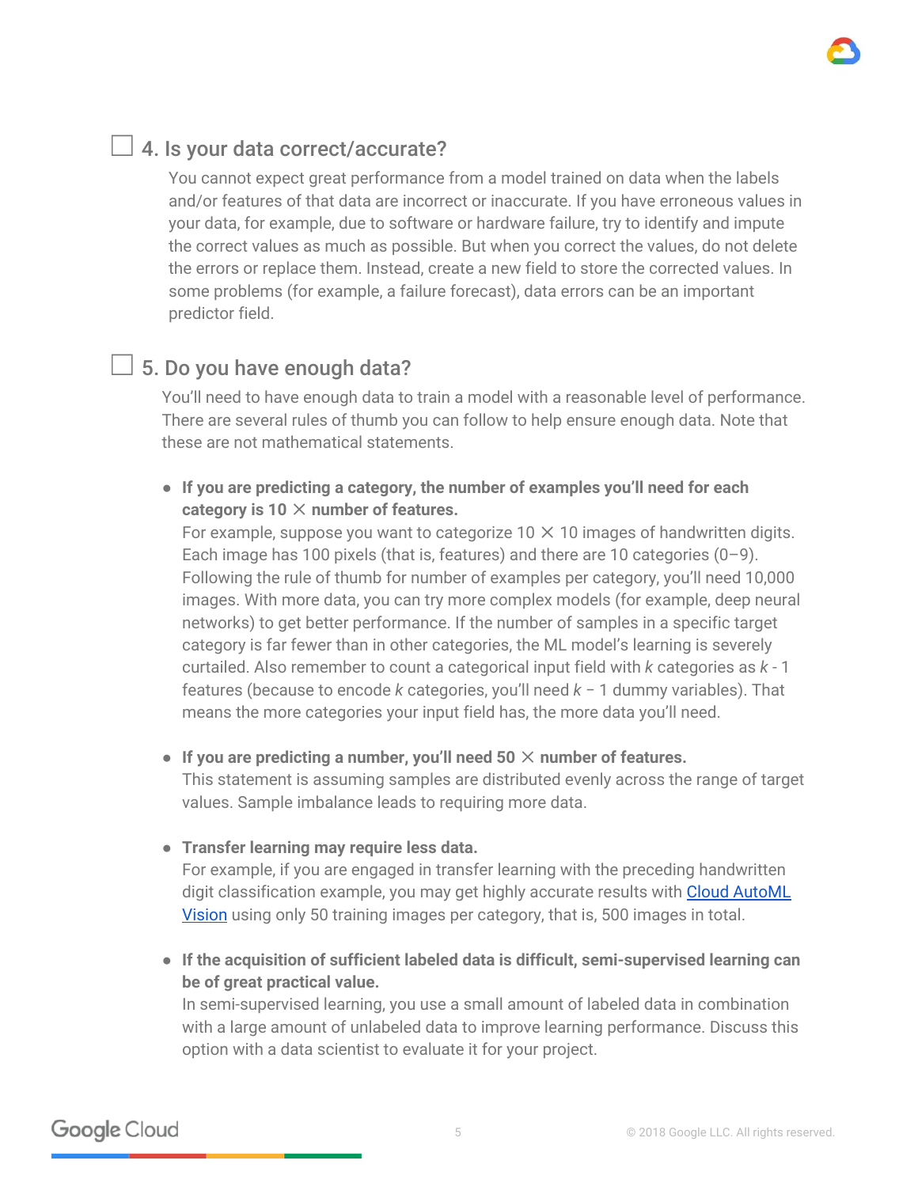## ☐ 4. Is your data correct/accurate?

You cannot expect great performance from a model trained on data when the labels and/or features of that data are incorrect or inaccurate. If you have erroneous values in your data, for example, due to software or hardware failure, try to identify and impute the correct values as much as possible. But when you correct the values, do not delete the errors or replace them. Instead, create a new field to store the corrected values. In some problems (for example, a failure forecast), data errors can be an important predictor field.

## ☐ 5. Do you have enough data?

You'll need to have enough data to train a model with a reasonable level of performance. There are several rules of thumb you can follow to help ensure enough data. Note that these are not mathematical statements.

- **If you are predicting a category, the number of examples you'll need for each category is 10 × number of features.**
  For example, suppose you want to categorize 10 × 10 images of handwritten digits. Each image has 100 pixels (that is, features) and there are 10 categories (0–9). Following the rule of thumb for number of examples per category, you'll need 10,000 images. With more data, you can try more complex models (for example, deep neural networks) to get better performance. If the number of samples in a specific target category is far fewer than in other categories, the ML model's learning is severely curtailed. Also remember to count a categorical input field with *k* categories as *k* - 1 features (because to encode *k* categories, you'll need *k* – 1 dummy variables). That means the more categories your input field has, the more data you'll need.

- **If you are predicting a number, you'll need 50 × number of features.**
  This statement is assuming samples are distributed evenly across the range of target values. Sample imbalance leads to requiring more data.

- **Transfer learning may require less data.**
  For example, if you are engaged in transfer learning with the preceding handwritten digit classification example, you may get highly accurate results with Cloud AutoML Vision using only 50 training images per category, that is, 500 images in total.

- **If the acquisition of sufficient labeled data is difficult, semi-supervised learning can be of great practical value.**
  In semi-supervised learning, you use a small amount of labeled data in combination with a large amount of unlabeled data to improve learning performance. Discuss this option with a data scientist to evaluate it for your project.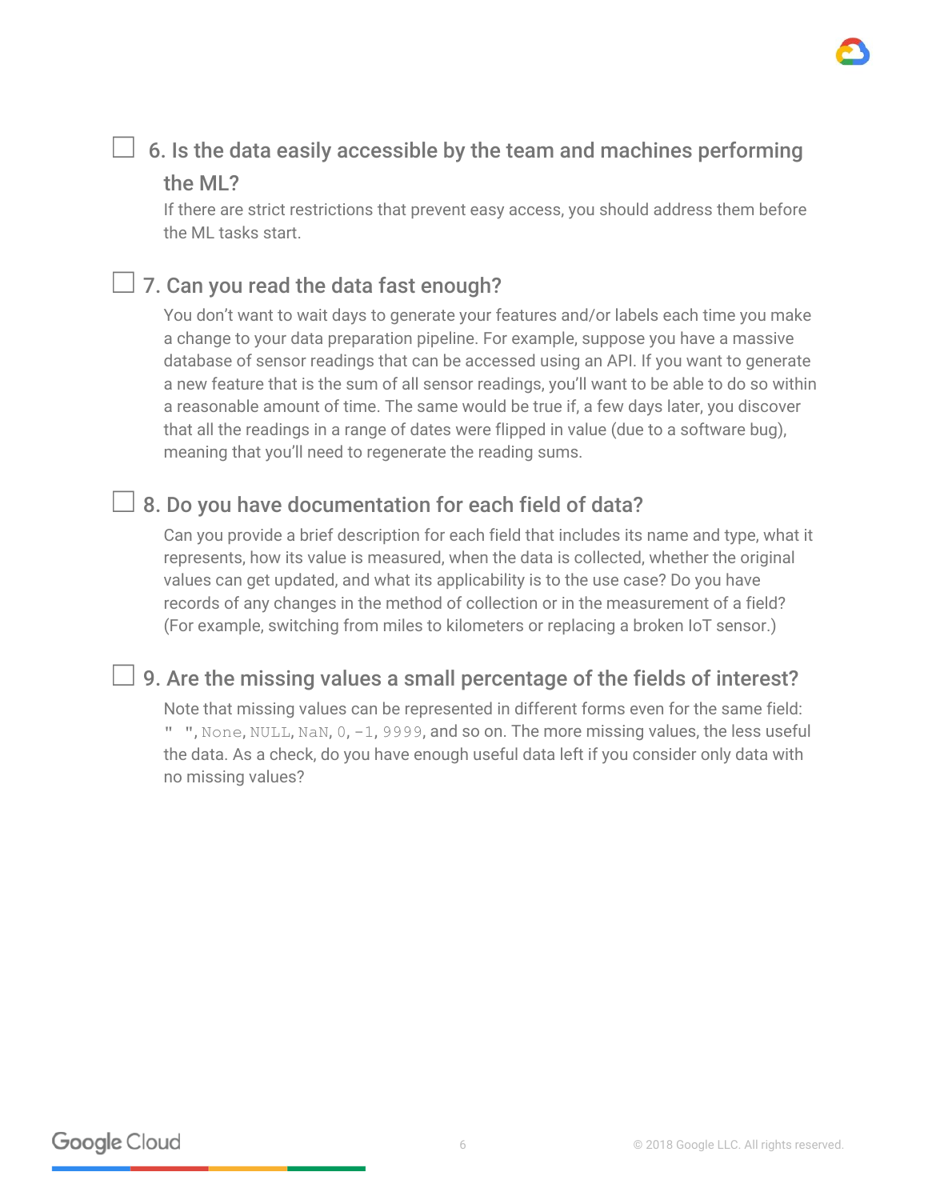- [ ] **6. Is the data easily accessible by the team and machines performing the ML?**

  If there are strict restrictions that prevent easy access, you should address them before the ML tasks start.

- [ ] **7. Can you read the data fast enough?**

  You don't want to wait days to generate your features and/or labels each time you make a change to your data preparation pipeline. For example, suppose you have a massive database of sensor readings that can be accessed using an API. If you want to generate a new feature that is the sum of all sensor readings, you'll want to be able to do so within a reasonable amount of time. The same would be true if, a few days later, you discover that all the readings in a range of dates were flipped in value (due to a software bug), meaning that you'll need to regenerate the reading sums.

- [ ] **8. Do you have documentation for each field of data?**

  Can you provide a brief description for each field that includes its name and type, what it represents, how its value is measured, when the data is collected, whether the original values can get updated, and what its applicability is to the use case? Do you have records of any changes in the method of collection or in the measurement of a field? (For example, switching from miles to kilometers or replacing a broken IoT sensor.)

- [ ] **9. Are the missing values a small percentage of the fields of interest?**

  Note that missing values can be represented in different forms even for the same field: `" "`, `None`, `NULL`, `NaN`, `0`, `-1`, `9999`, and so on. The more missing values, the less useful the data. As a check, do you have enough useful data left if you consider only data with no missing values?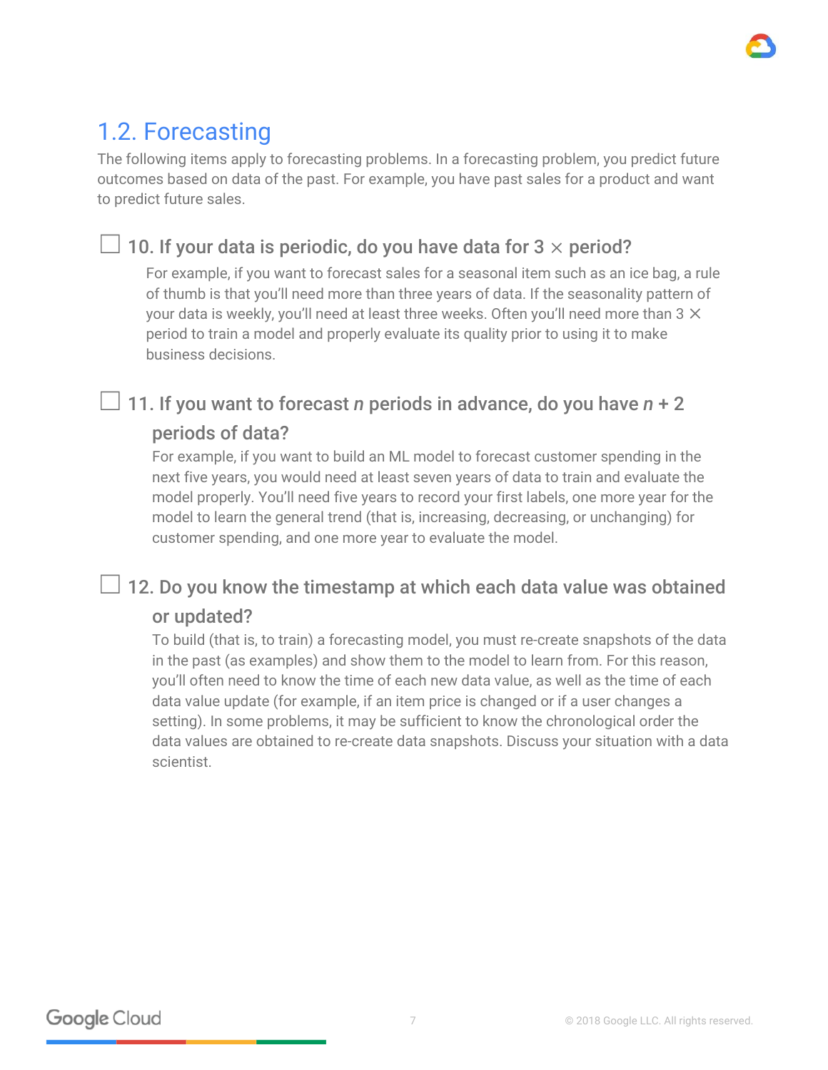## 1.2. Forecasting

The following items apply to forecasting problems. In a forecasting problem, you predict future outcomes based on data of the past. For example, you have past sales for a product and want to predict future sales.

### ☐ 10. If your data is periodic, do you have data for 3 × period?

For example, if you want to forecast sales for a seasonal item such as an ice bag, a rule of thumb is that you'll need more than three years of data. If the seasonality pattern of your data is weekly, you'll need at least three weeks. Often you'll need more than 3 × period to train a model and properly evaluate its quality prior to using it to make business decisions.

### ☐ 11. If you want to forecast $n$ periods in advance, do you have $n + 2$ periods of data?

For example, if you want to build an ML model to forecast customer spending in the next five years, you would need at least seven years of data to train and evaluate the model properly. You'll need five years to record your first labels, one more year for the model to learn the general trend (that is, increasing, decreasing, or unchanging) for customer spending, and one more year to evaluate the model.

### ☐ 12. Do you know the timestamp at which each data value was obtained or updated?

To build (that is, to train) a forecasting model, you must re-create snapshots of the data in the past (as examples) and show them to the model to learn from. For this reason, you'll often need to know the time of each new data value, as well as the time of each data value update (for example, if an item price is changed or if a user changes a setting). In some problems, it may be sufficient to know the chronological order the data values are obtained to re-create data snapshots. Discuss your situation with a data scientist.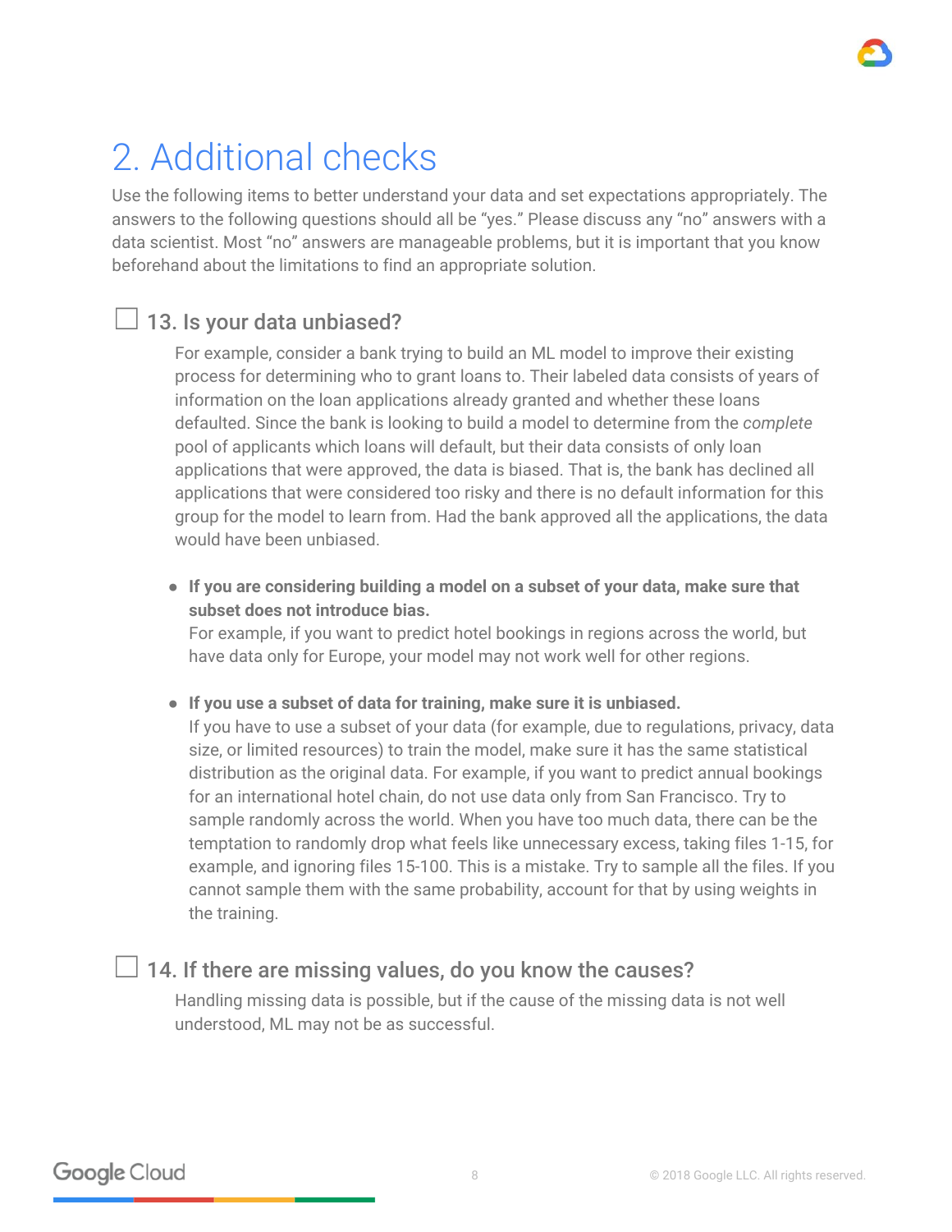# 2. Additional checks

Use the following items to better understand your data and set expectations appropriately. The answers to the following questions should all be "yes." Please discuss any "no" answers with a data scientist. Most "no" answers are manageable problems, but it is important that you know beforehand about the limitations to find an appropriate solution.

## ☐ 13. Is your data unbiased?

For example, consider a bank trying to build an ML model to improve their existing process for determining who to grant loans to. Their labeled data consists of years of information on the loan applications already granted and whether these loans defaulted. Since the bank is looking to build a model to determine from the *complete* pool of applicants which loans will default, but their data consists of only loan applications that were approved, the data is biased. That is, the bank has declined all applications that were considered too risky and there is no default information for this group for the model to learn from. Had the bank approved all the applications, the data would have been unbiased.

- **If you are considering building a model on a subset of your data, make sure that subset does not introduce bias.**
  For example, if you want to predict hotel bookings in regions across the world, but have data only for Europe, your model may not work well for other regions.

- **If you use a subset of data for training, make sure it is unbiased.**
  If you have to use a subset of your data (for example, due to regulations, privacy, data size, or limited resources) to train the model, make sure it has the same statistical distribution as the original data. For example, if you want to predict annual bookings for an international hotel chain, do not use data only from San Francisco. Try to sample randomly across the world. When you have too much data, there can be the temptation to randomly drop what feels like unnecessary excess, taking files 1-15, for example, and ignoring files 15-100. This is a mistake. Try to sample all the files. If you cannot sample them with the same probability, account for that by using weights in the training.

## ☐ 14. If there are missing values, do you know the causes?

Handling missing data is possible, but if the cause of the missing data is not well understood, ML may not be as successful.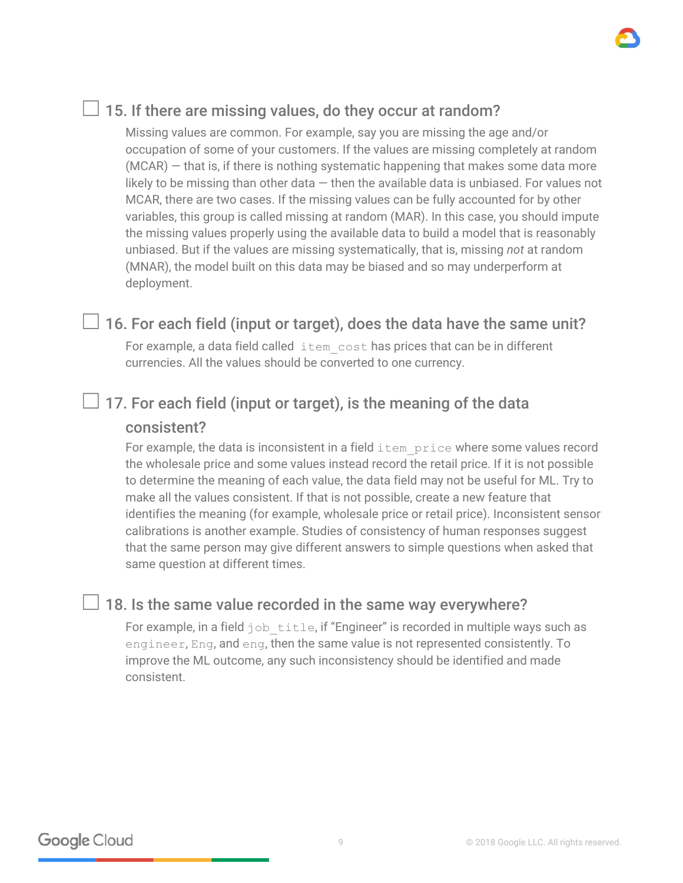### ☐ 15. If there are missing values, do they occur at random?

Missing values are common. For example, say you are missing the age and/or occupation of some of your customers. If the values are missing completely at random (MCAR) — that is, if there is nothing systematic happening that makes some data more likely to be missing than other data — then the available data is unbiased. For values not MCAR, there are two cases. If the missing values can be fully accounted for by other variables, this group is called missing at random (MAR). In this case, you should impute the missing values properly using the available data to build a model that is reasonably unbiased. But if the values are missing systematically, that is, missing *not* at random (MNAR), the model built on this data may be biased and so may underperform at deployment.

### ☐ 16. For each field (input or target), does the data have the same unit?

For example, a data field called `item_cost` has prices that can be in different currencies. All the values should be converted to one currency.

### ☐ 17. For each field (input or target), is the meaning of the data consistent?

For example, the data is inconsistent in a field `item_price` where some values record the wholesale price and some values instead record the retail price. If it is not possible to determine the meaning of each value, the data field may not be useful for ML. Try to make all the values consistent. If that is not possible, create a new feature that identifies the meaning (for example, wholesale price or retail price). Inconsistent sensor calibrations is another example. Studies of consistency of human responses suggest that the same person may give different answers to simple questions when asked that same question at different times.

### ☐ 18. Is the same value recorded in the same way everywhere?

For example, in a field `job_title`, if “Engineer” is recorded in multiple ways such as `engineer`, `Eng`, and `eng`, then the same value is not represented consistently. To improve the ML outcome, any such inconsistency should be identified and made consistent.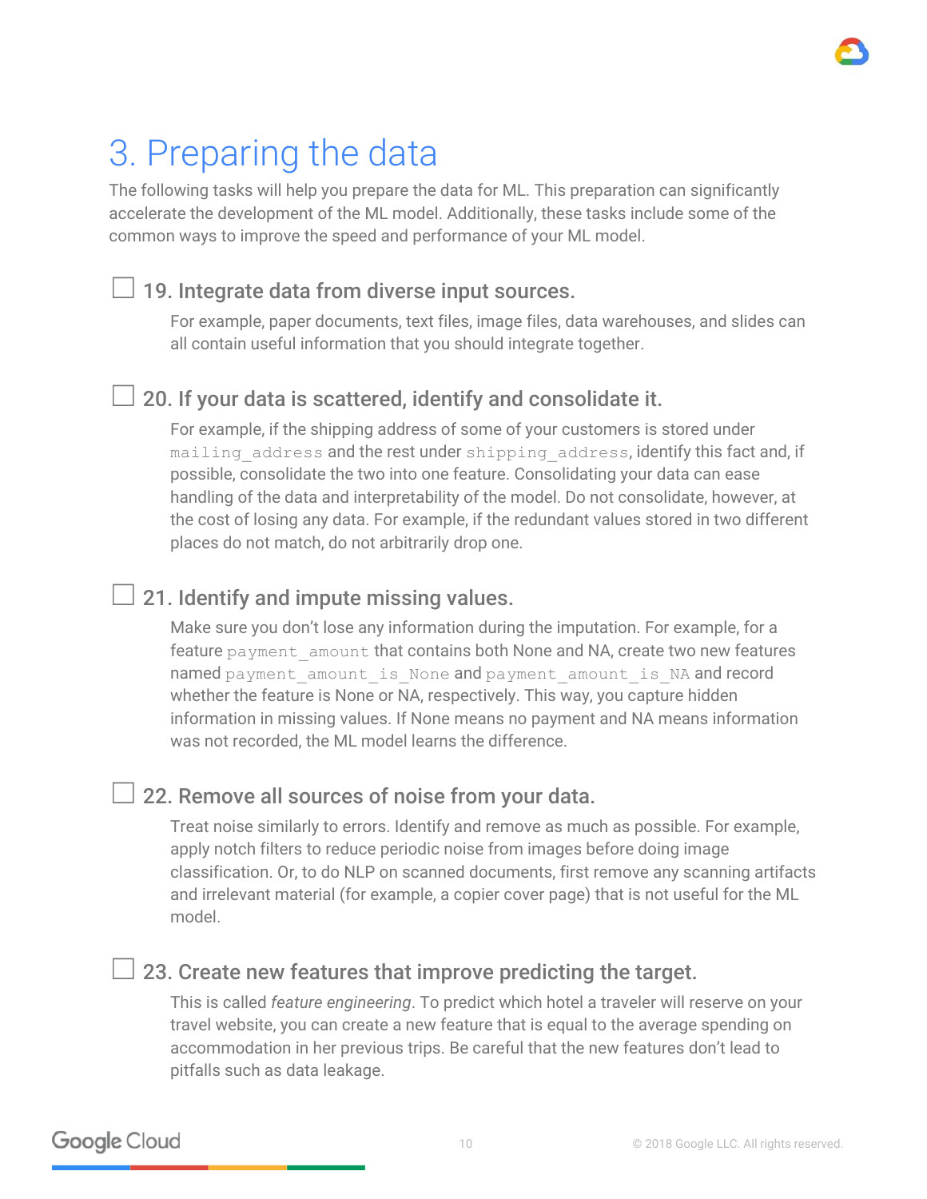# 3. Preparing the data

The following tasks will help you prepare the data for ML. This preparation can significantly accelerate the development of the ML model. Additionally, these tasks include some of the common ways to improve the speed and performance of your ML model.

☐ **19. Integrate data from diverse input sources.**

For example, paper documents, text files, image files, data warehouses, and slides can all contain useful information that you should integrate together.

☐ **20. If your data is scattered, identify and consolidate it.**

For example, if the shipping address of some of your customers is stored under `mailing_address` and the rest under `shipping_address`, identify this fact and, if possible, consolidate the two into one feature. Consolidating your data can ease handling of the data and interpretability of the model. Do not consolidate, however, at the cost of losing any data. For example, if the redundant values stored in two different places do not match, do not arbitrarily drop one.

☐ **21. Identify and impute missing values.**

Make sure you don't lose any information during the imputation. For example, for a feature `payment_amount` that contains both None and NA, create two new features named `payment_amount_is_None` and `payment_amount_is_NA` and record whether the feature is None or NA, respectively. This way, you capture hidden information in missing values. If None means no payment and NA means information was not recorded, the ML model learns the difference.

☐ **22. Remove all sources of noise from your data.**

Treat noise similarly to errors. Identify and remove as much as possible. For example, apply notch filters to reduce periodic noise from images before doing image classification. Or, to do NLP on scanned documents, first remove any scanning artifacts and irrelevant material (for example, a copier cover page) that is not useful for the ML model.

☐ **23. Create new features that improve predicting the target.**

This is called *feature engineering*. To predict which hotel a traveler will reserve on your travel website, you can create a new feature that is equal to the average spending on accommodation in her previous trips. Be careful that the new features don't lead to pitfalls such as data leakage.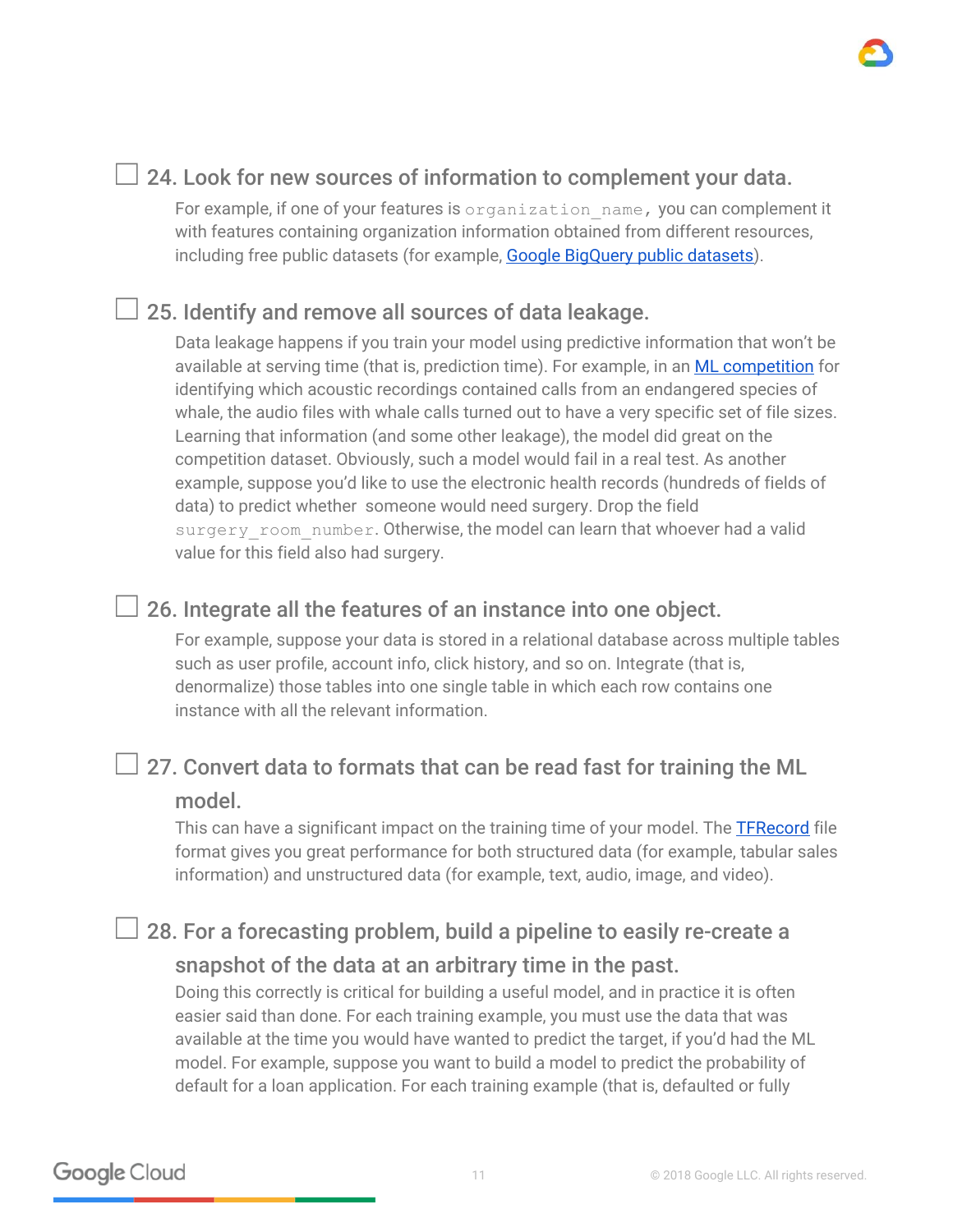- [ ] **24. Look for new sources of information to complement your data.**

  For example, if one of your features is `organization_name`, you can complement it with features containing organization information obtained from different resources, including free public datasets (for example, [Google BigQuery public datasets](#)).

- [ ] **25. Identify and remove all sources of data leakage.**

  Data leakage happens if you train your model using predictive information that won't be available at serving time (that is, prediction time). For example, in an [ML competition](#) for identifying which acoustic recordings contained calls from an endangered species of whale, the audio files with whale calls turned out to have a very specific set of file sizes. Learning that information (and some other leakage), the model did great on the competition dataset. Obviously, such a model would fail in a real test. As another example, suppose you'd like to use the electronic health records (hundreds of fields of data) to predict whether someone would need surgery. Drop the field `surgery_room_number`. Otherwise, the model can learn that whoever had a valid value for this field also had surgery.

- [ ] **26. Integrate all the features of an instance into one object.**

  For example, suppose your data is stored in a relational database across multiple tables such as user profile, account info, click history, and so on. Integrate (that is, denormalize) those tables into one single table in which each row contains one instance with all the relevant information.

- [ ] **27. Convert data to formats that can be read fast for training the ML model.**

  This can have a significant impact on the training time of your model. The [TFRecord](#) file format gives you great performance for both structured data (for example, tabular sales information) and unstructured data (for example, text, audio, image, and video).

- [ ] **28. For a forecasting problem, build a pipeline to easily re-create a snapshot of the data at an arbitrary time in the past.**

  Doing this correctly is critical for building a useful model, and in practice it is often easier said than done. For each training example, you must use the data that was available at the time you would have wanted to predict the target, if you'd had the ML model. For example, suppose you want to build a model to predict the probability of default for a loan application. For each training example (that is, defaulted or fully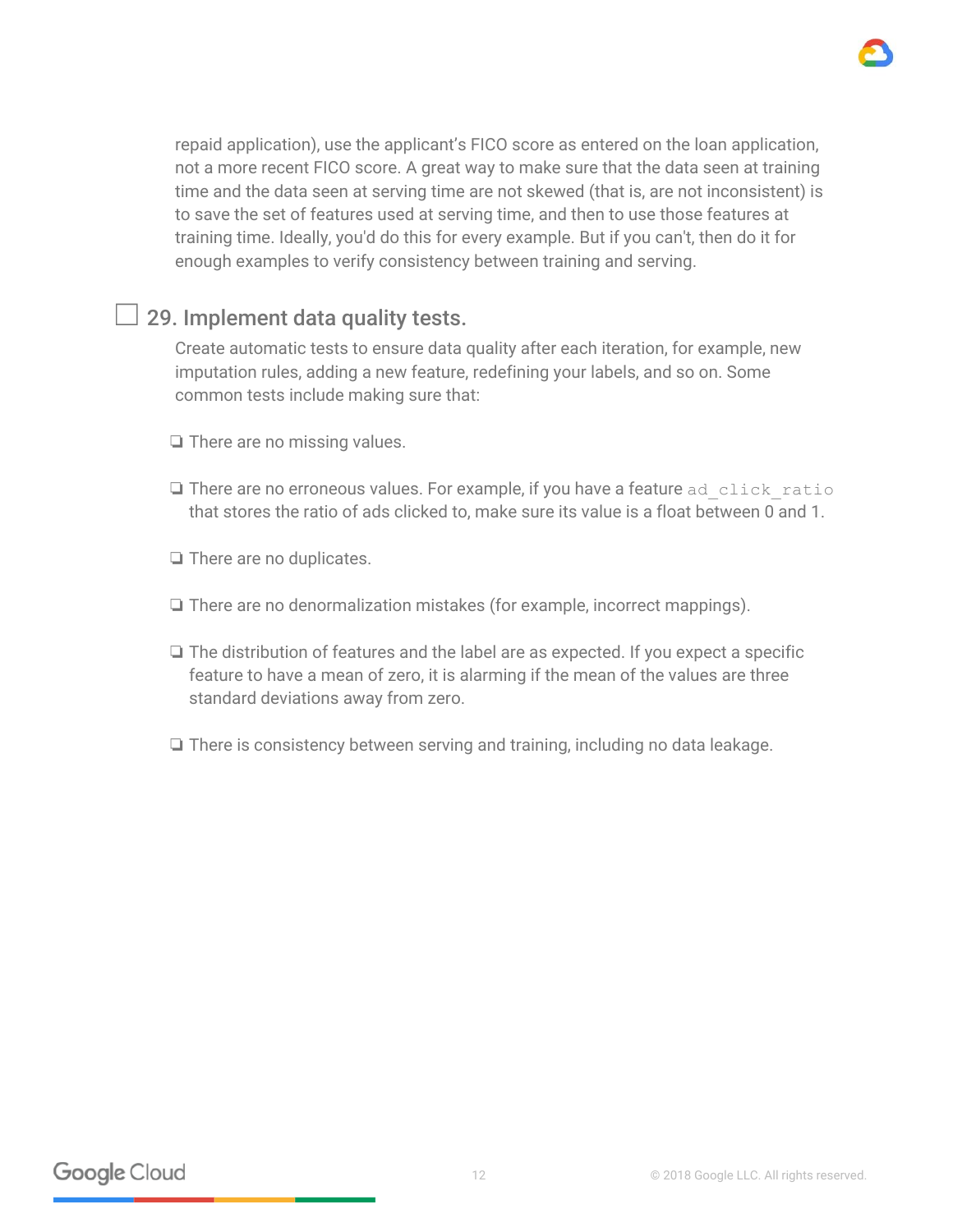repaid application), use the applicant's FICO score as entered on the loan application, not a more recent FICO score. A great way to make sure that the data seen at training time and the data seen at serving time are not skewed (that is, are not inconsistent) is to save the set of features used at serving time, and then to use those features at training time. Ideally, you'd do this for every example. But if you can't, then do it for enough examples to verify consistency between training and serving.

## ☐ 29. Implement data quality tests.

Create automatic tests to ensure data quality after each iteration, for example, new imputation rules, adding a new feature, redefining your labels, and so on. Some common tests include making sure that:

- ❏ There are no missing values.
- ❏ There are no erroneous values. For example, if you have a feature `ad_click_ratio` that stores the ratio of ads clicked to, make sure its value is a float between 0 and 1.
- ❏ There are no duplicates.
- ❏ There are no denormalization mistakes (for example, incorrect mappings).
- ❏ The distribution of features and the label are as expected. If you expect a specific feature to have a mean of zero, it is alarming if the mean of the values are three standard deviations away from zero.
- ❏ There is consistency between serving and training, including no data leakage.